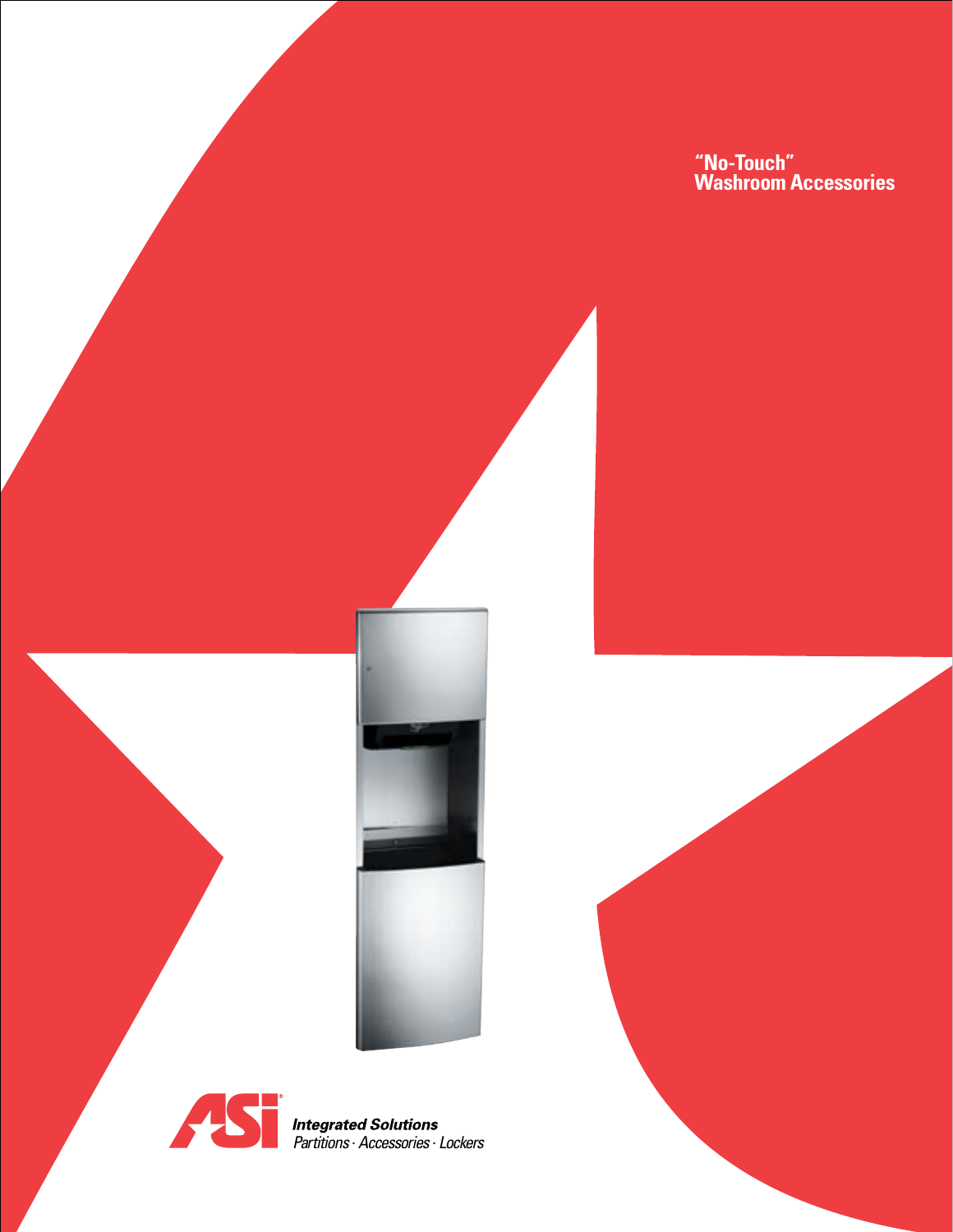# "No-Touch" Washroom Accessories

**Integrated Solutions**
*Partitions · Accessories · Lockers*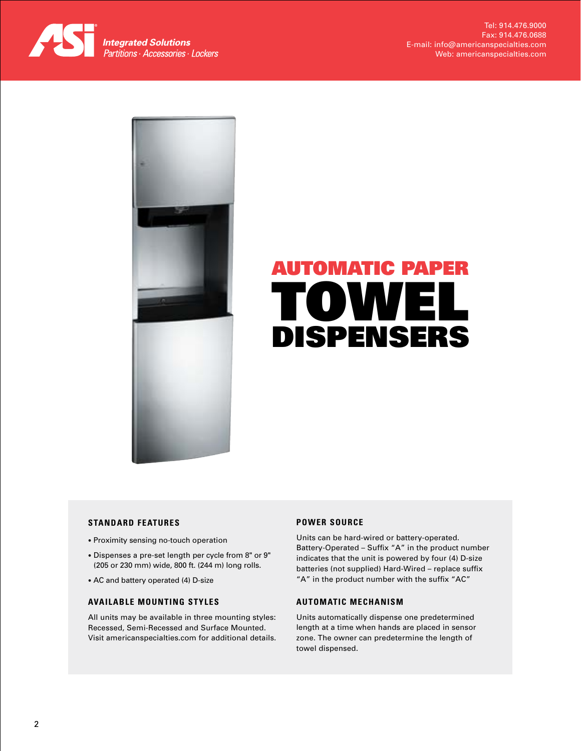ASI Integrated Solutions
Partitions · Accessories · Lockers

Tel: 914.476.9000
Fax: 914.476.0688
E-mail: info@americanspecialties.com
Web: americanspecialties.com

# AUTOMATIC PAPER TOWEL DISPENSERS

### STANDARD FEATURES

- Proximity sensing no-touch operation
- Dispenses a pre-set length per cycle from 8" or 9" (205 or 230 mm) wide, 800 ft. (244 m) long rolls.
- AC and battery operated (4) D-size

### AVAILABLE MOUNTING STYLES

All units may be available in three mounting styles: Recessed, Semi-Recessed and Surface Mounted. Visit americanspecialties.com for additional details.

### POWER SOURCE

Units can be hard-wired or battery-operated. Battery-Operated – Suffix "A" in the product number indicates that the unit is powered by four (4) D-size batteries (not supplied) Hard-Wired – replace suffix "A" in the product number with the suffix "AC"

### AUTOMATIC MECHANISM

Units automatically dispense one predetermined length at a time when hands are placed in sensor zone. The owner can predetermine the length of towel dispensed.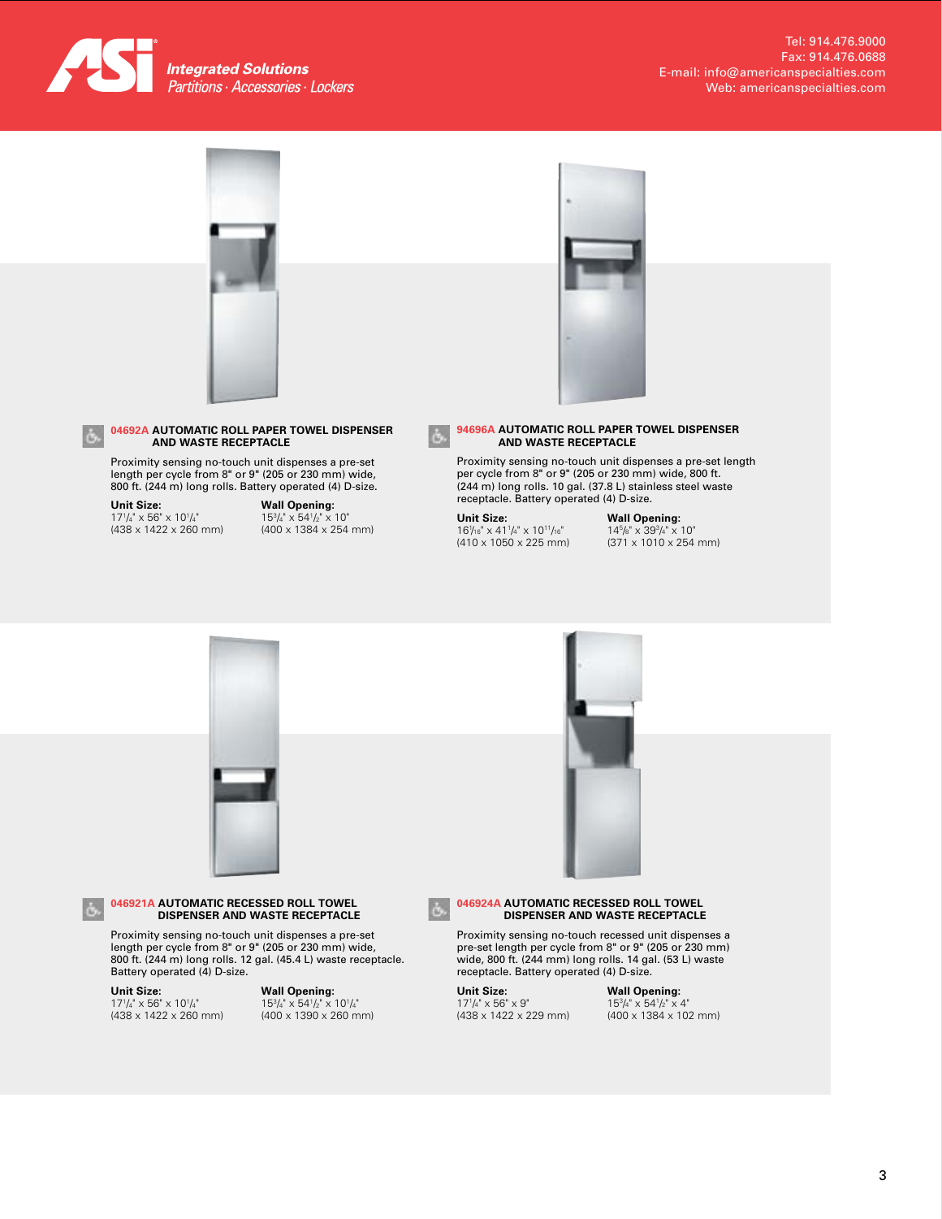**ASI Integrated Solutions**
*Partitions · Accessories · Lockers*

Tel: 914.476.9000
Fax: 914.476.0688
E-mail: info@americanspecialties.com
Web: americanspecialties.com

### 04692A AUTOMATIC ROLL PAPER TOWEL DISPENSER AND WASTE RECEPTACLE

Proximity sensing no-touch unit dispenses a pre-set length per cycle from 8" or 9" (205 or 230 mm) wide, 800 ft. (244 m) long rolls. Battery operated (4) D-size.

**Unit Size:**
17¼" x 56" x 10¼"
(438 x 1422 x 260 mm)

**Wall Opening:**
15¾" x 54½" x 10"
(400 x 1384 x 254 mm)

### 94696A AUTOMATIC ROLL PAPER TOWEL DISPENSER AND WASTE RECEPTACLE

Proximity sensing no-touch unit dispenses a pre-set length per cycle from 8" or 9" (205 or 230 mm) wide, 800 ft. (244 m) long rolls. 10 gal. (37.8 L) stainless steel waste receptacle. Battery operated (4) D-size.

**Unit Size:**
16 1/16" x 41¼" x 10 11/16"
(410 x 1050 x 225 mm)

**Wall Opening:**
14⅝" x 39¾" x 10"
(371 x 1010 x 254 mm)

### 046921A AUTOMATIC RECESSED ROLL TOWEL DISPENSER AND WASTE RECEPTACLE

Proximity sensing no-touch unit dispenses a pre-set length per cycle from 8" or 9" (205 or 230 mm) wide, 800 ft. (244 m) long rolls. 12 gal. (45.4 L) waste receptacle. Battery operated (4) D-size.

**Unit Size:**
17¼" x 56" x 10¼"
(438 x 1422 x 260 mm)

**Wall Opening:**
15¾" x 54½" x 10¼"
(400 x 1390 x 260 mm)

### 046924A AUTOMATIC RECESSED ROLL TOWEL DISPENSER AND WASTE RECEPTACLE

Proximity sensing no-touch recessed unit dispenses a pre-set length per cycle from 8" or 9" (205 or 230 mm) wide, 800 ft. (244 mm) long rolls. 14 gal. (53 L) waste receptacle. Battery operated (4) D-size.

**Unit Size:**
17¼" x 56" x 9"
(438 x 1422 x 229 mm)

**Wall Opening:**
15¾" x 54½" x 4"
(400 x 1384 x 102 mm)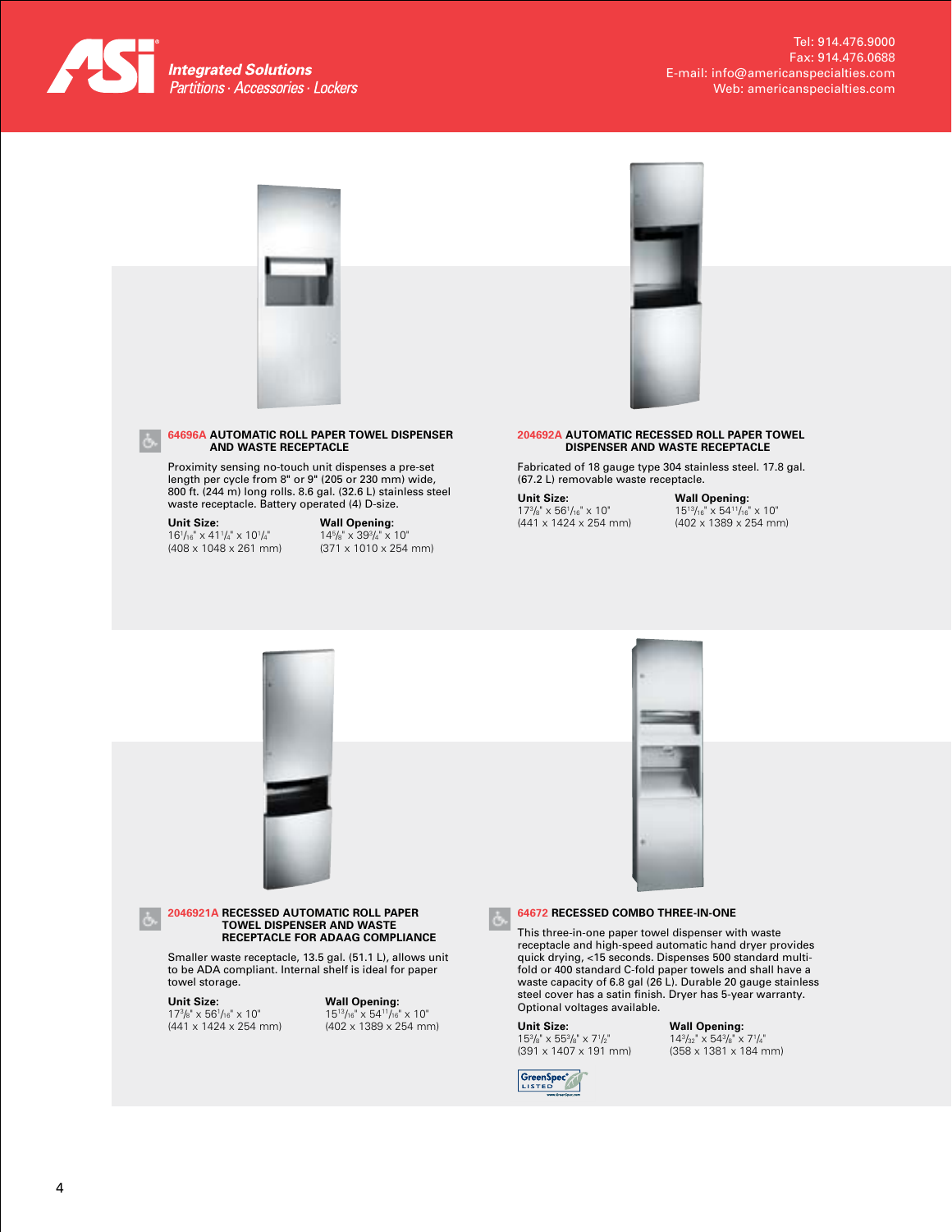ASI Integrated Solutions
Partitions · Accessories · Lockers

Tel: 914.476.9000
Fax: 914.476.0688
E-mail: info@americanspecialties.com
Web: americanspecialties.com

### 64696A AUTOMATIC ROLL PAPER TOWEL DISPENSER AND WASTE RECEPTACLE

Proximity sensing no-touch unit dispenses a pre-set length per cycle from 8" or 9" (205 or 230 mm) wide, 800 ft. (244 m) long rolls. 8.6 gal. (32.6 L) stainless steel waste receptacle. Battery operated (4) D-size.

**Unit Size:**
16 1/16" x 41 1/4" x 10 1/4"
(408 x 1048 x 261 mm)

**Wall Opening:**
14 5/8" x 39 3/4" x 10"
(371 x 1010 x 254 mm)

### 204692A AUTOMATIC RECESSED ROLL PAPER TOWEL DISPENSER AND WASTE RECEPTACLE

Fabricated of 18 gauge type 304 stainless steel. 17.8 gal. (67.2 L) removable waste receptacle.

**Unit Size:**
17 3/8" x 56 1/16" x 10"
(441 x 1424 x 254 mm)

**Wall Opening:**
15 13/16" x 54 11/16" x 10"
(402 x 1389 x 254 mm)

### 2046921A RECESSED AUTOMATIC ROLL PAPER TOWEL DISPENSER AND WASTE RECEPTACLE FOR ADAAG COMPLIANCE

Smaller waste receptacle, 13.5 gal. (51.1 L), allows unit to be ADA compliant. Internal shelf is ideal for paper towel storage.

**Unit Size:**
17 3/8" x 56 1/16" x 10"
(441 x 1424 x 254 mm)

**Wall Opening:**
15 13/16" x 54 11/16" x 10"
(402 x 1389 x 254 mm)

### 64672 RECESSED COMBO THREE-IN-ONE

This three-in-one paper towel dispenser with waste receptacle and high-speed automatic hand dryer provides quick drying, <15 seconds. Dispenses 500 standard multi-fold or 400 standard C-fold paper towels and shall have a waste capacity of 6.8 gal (26 L). Durable 20 gauge stainless steel cover has a satin finish. Dryer has 5-year warranty. Optional voltages available.

**Unit Size:**
15 3/8" x 55 3/8" x 7 1/2"
(391 x 1407 x 191 mm)

**Wall Opening:**
14 3/32" x 54 3/8" x 7 1/4"
(358 x 1381 x 184 mm)

GreenSpec LISTED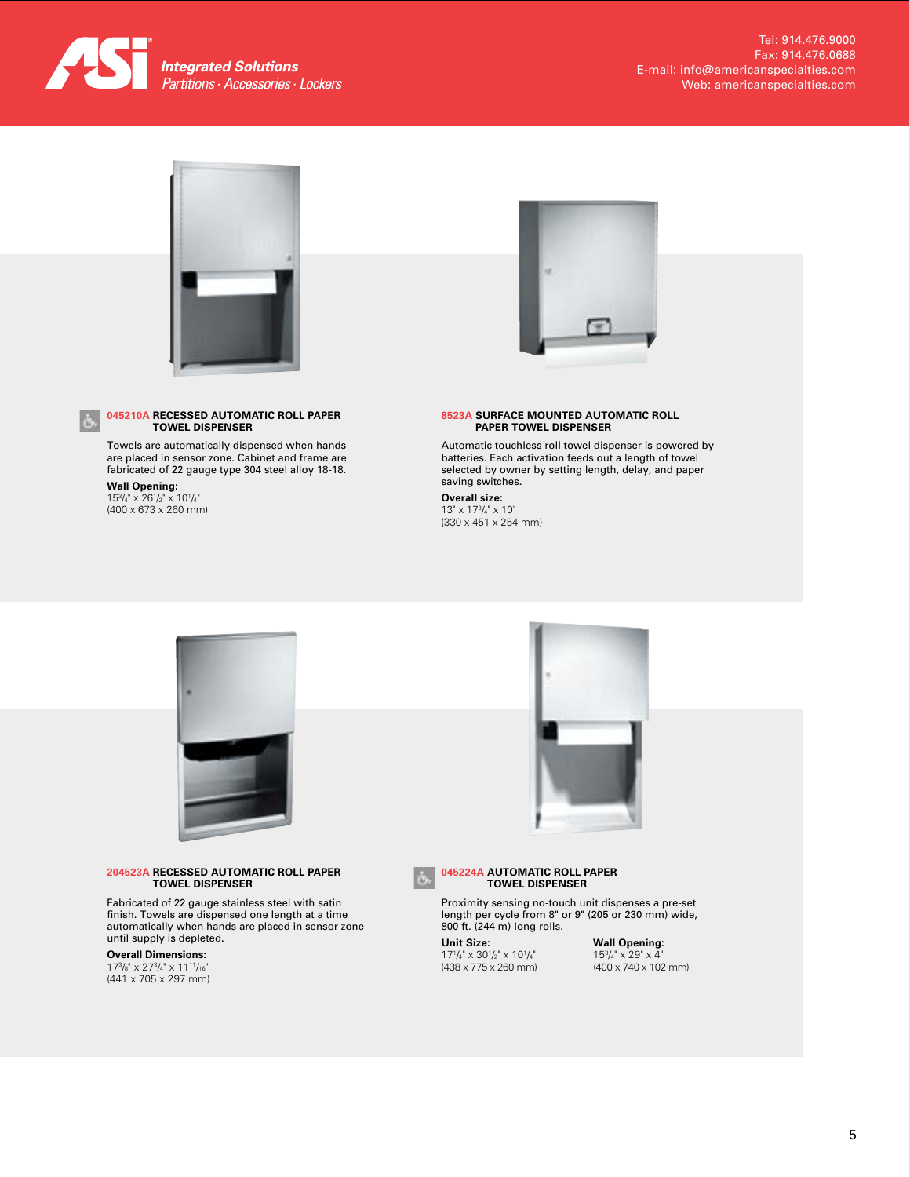**045210A RECESSED AUTOMATIC ROLL PAPER TOWEL DISPENSER**

Towels are automatically dispensed when hands are placed in sensor zone. Cabinet and frame are fabricated of 22 gauge type 304 steel alloy 18-18.

**Wall Opening:**
15¾" x 26½" x 10¼"
(400 x 673 x 260 mm)

**8523A SURFACE MOUNTED AUTOMATIC ROLL PAPER TOWEL DISPENSER**

Automatic touchless roll towel dispenser is powered by batteries. Each activation feeds out a length of towel selected by owner by setting length, delay, and paper saving switches.

**Overall size:**
13" x 17¾" x 10"
(330 x 451 x 254 mm)

**204523A RECESSED AUTOMATIC ROLL PAPER TOWEL DISPENSER**

Fabricated of 22 gauge stainless steel with satin finish. Towels are dispensed one length at a time automatically when hands are placed in sensor zone until supply is depleted.

**Overall Dimensions:**
17⅜" x 27¾" x 11¹¹⁄₁₆"
(441 x 705 x 297 mm)

**045224A AUTOMATIC ROLL PAPER TOWEL DISPENSER**

Proximity sensing no-touch unit dispenses a pre-set length per cycle from 8" or 9" (205 or 230 mm) wide, 800 ft. (244 m) long rolls.

**Unit Size:**
17¼" x 30½" x 10¼"
(438 x 775 x 260 mm)

**Wall Opening:**
15¾" x 29" x 4"
(400 x 740 x 102 mm)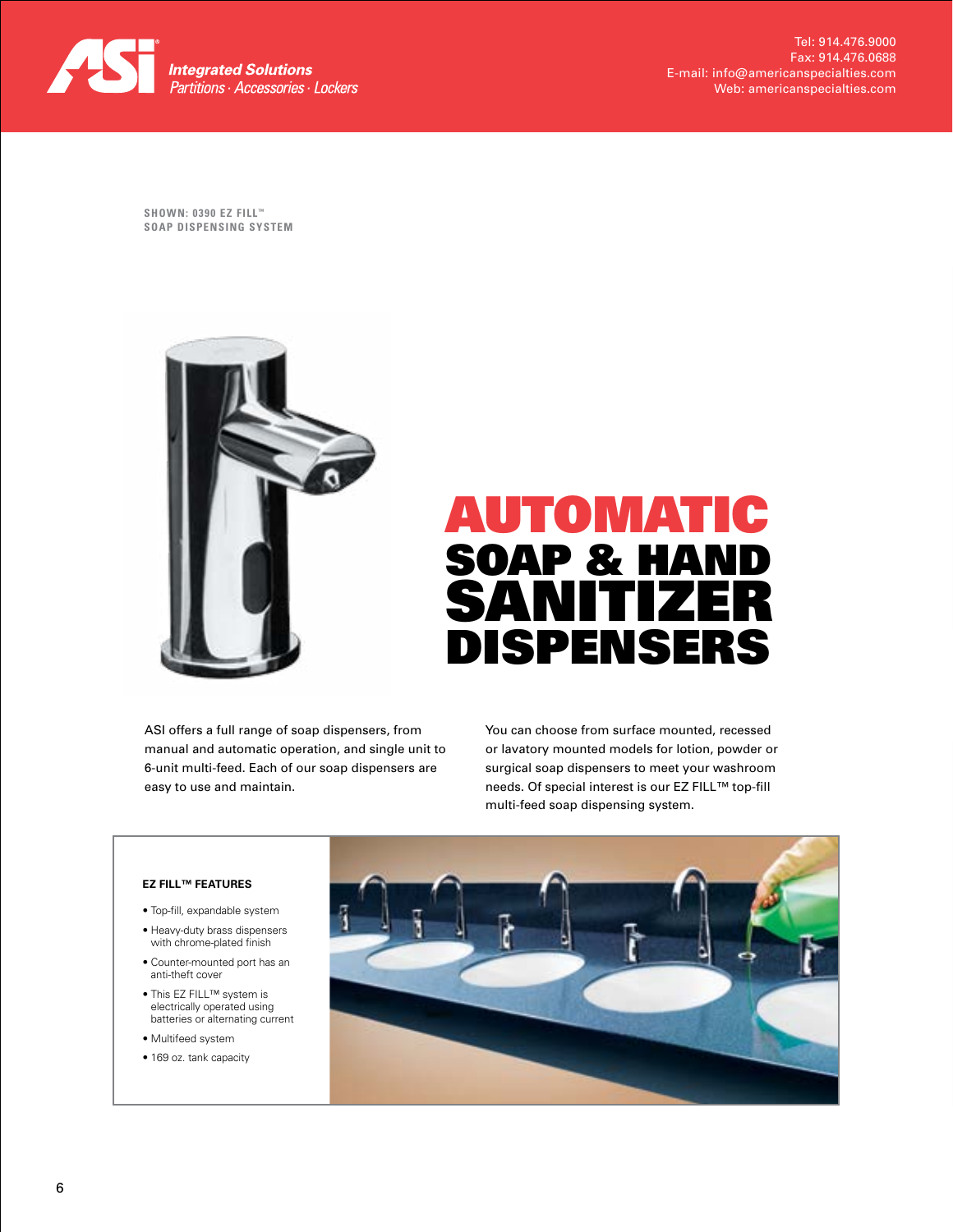ASI® Integrated Solutions
Partitions · Accessories · Lockers

Tel: 914.476.9000
Fax: 914.476.0688
E-mail: info@americanspecialties.com
Web: americanspecialties.com

SHOWN: 0390 EZ FILL™
SOAP DISPENSING SYSTEM

# AUTOMATIC SOAP & HAND SANITIZER DISPENSERS

ASI offers a full range of soap dispensers, from manual and automatic operation, and single unit to 6-unit multi-feed. Each of our soap dispensers are easy to use and maintain.

You can choose from surface mounted, recessed or lavatory mounted models for lotion, powder or surgical soap dispensers to meet your washroom needs. Of special interest is our EZ FILL™ top-fill multi-feed soap dispensing system.

**EZ FILL™ FEATURES**

- Top-fill, expandable system
- Heavy-duty brass dispensers with chrome-plated finish
- Counter-mounted port has an anti-theft cover
- This EZ FILL™ system is electrically operated using batteries or alternating current
- Multifeed system
- 169 oz. tank capacity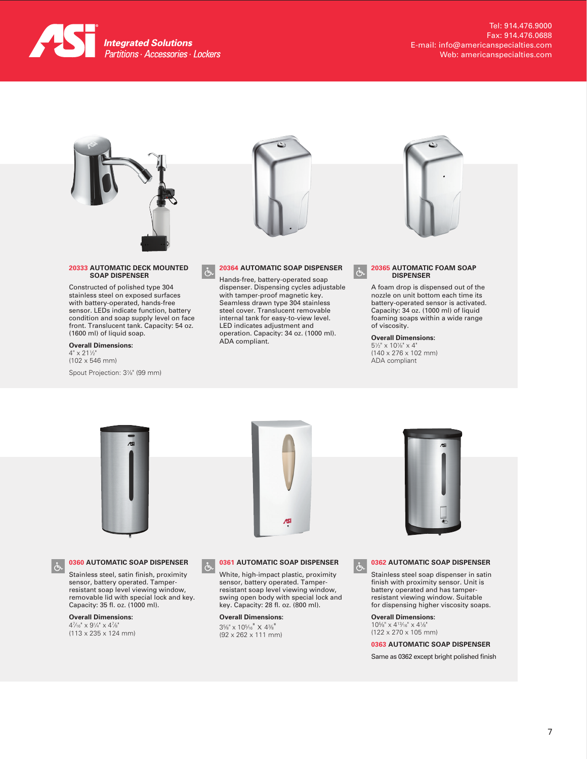**ASI** Integrated Solutions
Partitions · Accessories · Lockers

Tel: 914.476.9000
Fax: 914.476.0688
E-mail: info@americanspecialties.com
Web: americanspecialties.com

### 20333 AUTOMATIC DECK MOUNTED SOAP DISPENSER

Constructed of polished type 304 stainless steel on exposed surfaces with battery-operated, hands-free sensor. LEDs indicate function, battery condition and soap supply level on face front. Translucent tank. Capacity: 54 oz. (1600 ml) of liquid soap.

**Overall Dimensions:**
4" x 21½"
(102 x 546 mm)

Spout Projection: 3⅞" (99 mm)

### 20364 AUTOMATIC SOAP DISPENSER

Hands-free, battery-operated soap dispenser. Dispensing cycles adjustable with tamper-proof magnetic key. Seamless drawn type 304 stainless steel cover. Translucent removable internal tank for easy-to-view level. LED indicates adjustment and operation. Capacity: 34 oz. (1000 ml). ADA compliant.

### 20365 AUTOMATIC FOAM SOAP DISPENSER

A foam drop is dispensed out of the nozzle on unit bottom each time its battery-operated sensor is activated. Capacity: 34 oz. (1000 ml) of liquid foaming soaps within a wide range of viscosity.

**Overall Dimensions:**
5½" x 10⅞" x 4"
(140 x 276 x 102 mm)
ADA compliant

### 0360 AUTOMATIC SOAP DISPENSER

Stainless steel, satin finish, proximity sensor, battery operated. Tamper-resistant soap level viewing window, removable lid with special lock and key. Capacity: 35 fl. oz. (1000 ml).

**Overall Dimensions:**
4⁷⁄₁₆" x 9¼" x 4⅞"
(113 x 235 x 124 mm)

### 0361 AUTOMATIC SOAP DISPENSER

White, high-impact plastic, proximity sensor, battery operated. Tamper-resistant soap level viewing window, swing open body with special lock and key. Capacity: 28 fl. oz. (800 ml).

**Overall Dimensions:**
3⅝" x 10⁵⁄₁₆" X 4⅜"
(92 x 262 x 111 mm)

### 0362 AUTOMATIC SOAP DISPENSER

Stainless steel soap dispenser in satin finish with proximity sensor. Unit is battery operated and has tamper-resistant viewing window. Suitable for dispensing higher viscosity soaps.

**Overall Dimensions:**
10⅝" x 4¹³⁄₁₆" x 4⅛"
(122 x 270 x 105 mm)

### 0363 AUTOMATIC SOAP DISPENSER

Same as 0362 except bright polished finish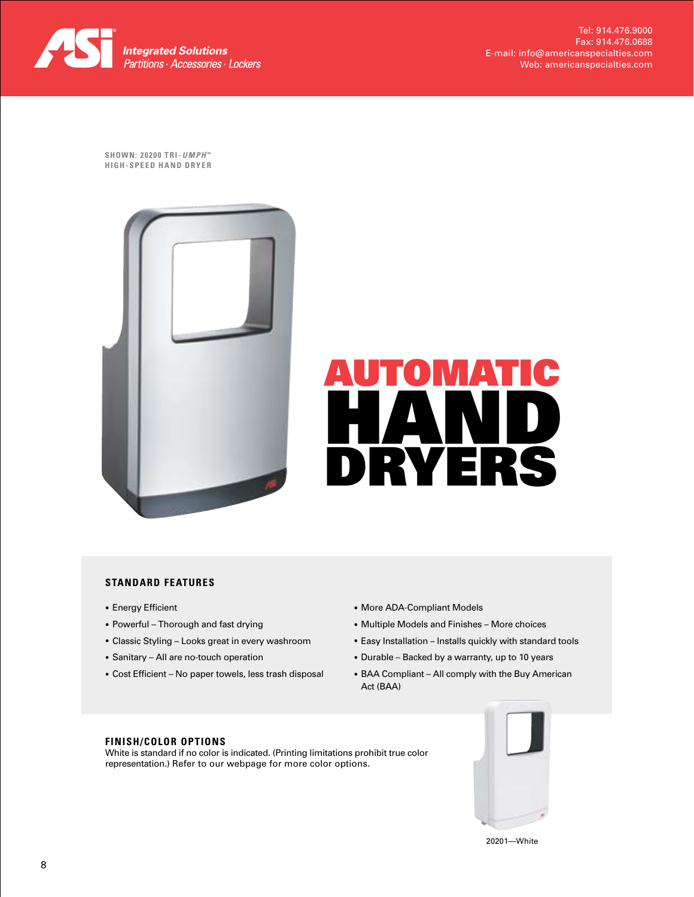**ASI** Integrated Solutions
Partitions · Accessories · Lockers

Tel: 914.476.9000
Fax: 914.476.0688
E-mail: info@americanspecialties.com
Web: americanspecialties.com

SHOWN: 20200 TRI-*UMPH*™
HIGH-SPEED HAND DRYER

# AUTOMATIC HAND DRYERS

## STANDARD FEATURES

- Energy Efficient
- Powerful – Thorough and fast drying
- Classic Styling – Looks great in every washroom
- Sanitary – All are no-touch operation
- Cost Efficient – No paper towels, less trash disposal
- More ADA-Compliant Models
- Multiple Models and Finishes – More choices
- Easy Installation – Installs quickly with standard tools
- Durable – Backed by a warranty, up to 10 years
- BAA Compliant – All comply with the Buy American Act (BAA)

## FINISH/COLOR OPTIONS

White is standard if no color is indicated. (Printing limitations prohibit true color representation.) Refer to our webpage for more color options.

20201—White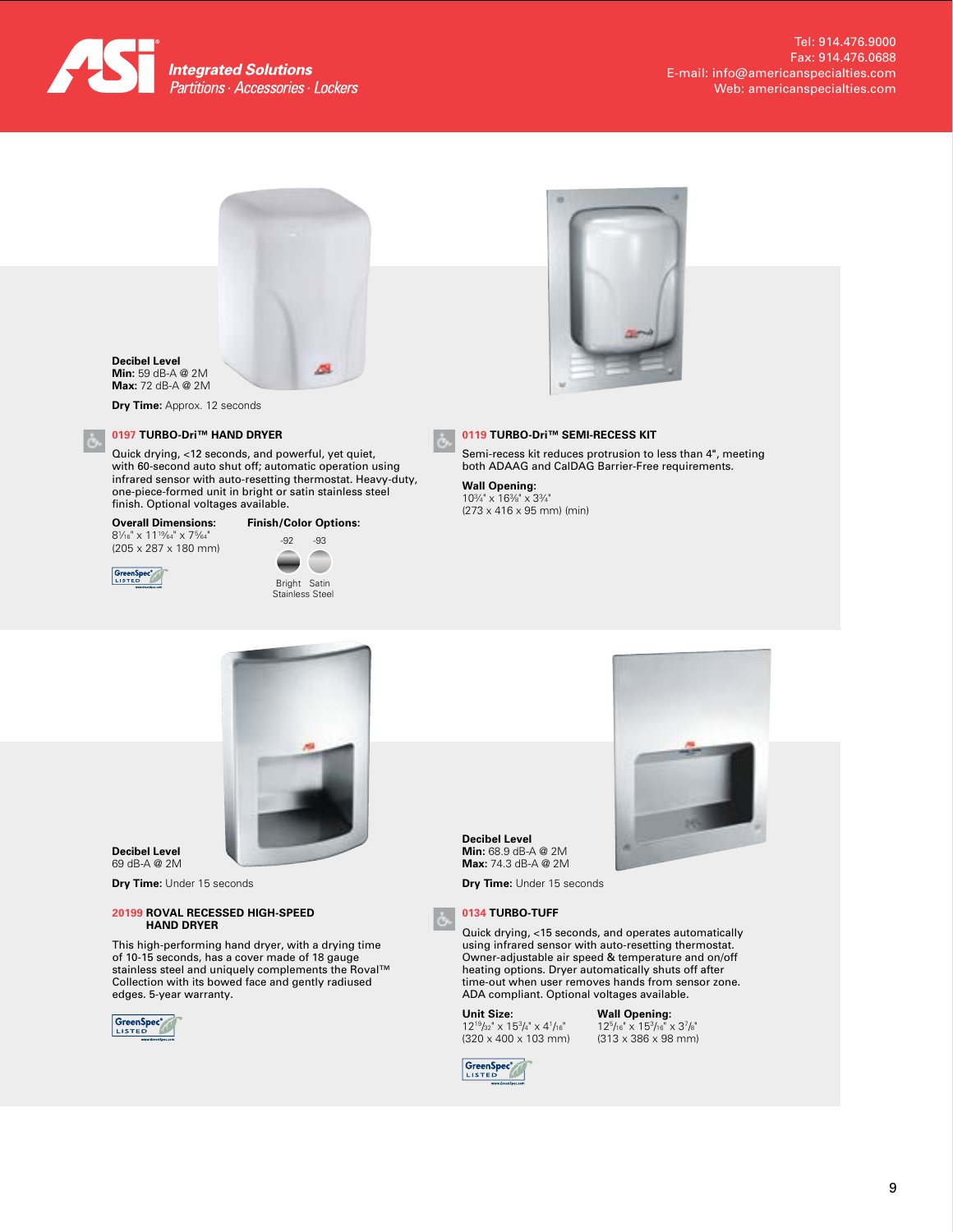ASI Integrated Solutions
Partitions · Accessories · Lockers

Tel: 914.476.9000
Fax: 914.476.0688
E-mail: info@americanspecialties.com
Web: americanspecialties.com

**Decibel Level**
**Min:** 59 dB-A @ 2M
**Max:** 72 dB-A @ 2M

**Dry Time:** Approx. 12 seconds

### 0197 TURBO-Dri™ HAND DRYER

Quick drying, <12 seconds, and powerful, yet quiet, with 60-second auto shut off; automatic operation using infrared sensor with auto-resetting thermostat. Heavy-duty, one-piece-formed unit in bright or satin stainless steel finish. Optional voltages available.

**Overall Dimensions:**
8¹⁄₁₆" x 11¹⁹⁄₆₄" x 7⁵⁄₆₄"
(205 x 287 x 180 mm)

**Finish/Color Options:**
-92 Bright Stainless Steel
-93 Satin Stainless Steel

GreenSpec® LISTED

### 0119 TURBO-Dri™ SEMI-RECESS KIT

Semi-recess kit reduces protrusion to less than 4", meeting both ADAAG and CalDAG Barrier-Free requirements.

**Wall Opening:**
10¾" x 16⅜" x 3¾"
(273 x 416 x 95 mm) (min)

**Decibel Level**
69 dB-A @ 2M

**Dry Time:** Under 15 seconds

### 20199 ROVAL RECESSED HIGH-SPEED HAND DRYER

This high-performing hand dryer, with a drying time of 10-15 seconds, has a cover made of 18 gauge stainless steel and uniquely complements the Roval™ Collection with its bowed face and gently radiused edges. 5-year warranty.

GreenSpec® LISTED

**Decibel Level**
**Min:** 68.9 dB-A @ 2M
**Max:** 74.3 dB-A @ 2M

**Dry Time:** Under 15 seconds

### 0134 TURBO-TUFF

Quick drying, <15 seconds, and operates automatically using infrared sensor with auto-resetting thermostat. Owner-adjustable air speed & temperature and on/off heating options. Dryer automatically shuts off after time-out when user removes hands from sensor zone. ADA compliant. Optional voltages available.

**Unit Size:**
12¹⁹⁄₃₂" x 15¾" x 4¹⁄₁₆"
(320 x 400 x 103 mm)

**Wall Opening:**
12⁵⁄₁₆" x 15³⁄₁₆" x 3⅞"
(313 x 386 x 98 mm)

GreenSpec® LISTED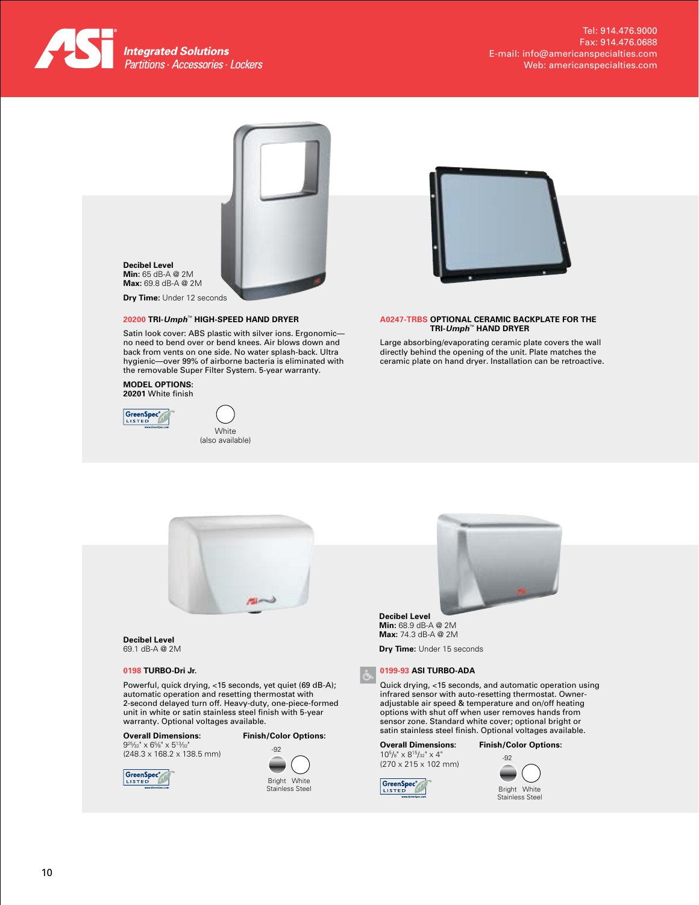**ASI** *Integrated Solutions*
*Partitions · Accessories · Lockers*

Tel: 914.476.9000
Fax: 914.476.0688
E-mail: info@americanspecialties.com
Web: americanspecialties.com

**Decibel Level**
**Min:** 65 dB-A @ 2M
**Max:** 69.8 dB-A @ 2M

**Dry Time:** Under 12 seconds

### 20200 TRI-*Umph*™ HIGH-SPEED HAND DRYER

Satin look cover: ABS plastic with silver ions. Ergonomic—no need to bend over or bend knees. Air blows down and back from vents on one side. No water splash-back. Ultra hygienic—over 99% of airborne bacteria is eliminated with the removable Super Filter System. 5-year warranty.

**MODEL OPTIONS:**
**20201** White finish

GreenSpec® LISTED

White
(also available)

### A0247-TRBS OPTIONAL CERAMIC BACKPLATE FOR THE TRI-*Umph*™ HAND DRYER

Large absorbing/evaporating ceramic plate covers the wall directly behind the opening of the unit. Plate matches the ceramic plate on hand dryer. Installation can be retroactive.

**Decibel Level**
69.1 dB-A @ 2M

### 0198 TURBO-Dri Jr.

Powerful, quick drying, <15 seconds, yet quiet (69 dB-A); automatic operation and resetting thermostat with 2-second delayed turn off. Heavy-duty, one-piece-formed unit in white or satin stainless steel finish with 5-year warranty. Optional voltages available.

**Overall Dimensions:**
9²⁵⁄₃₂" x 6⅝" x 5¹³⁄₃₂"
(248.3 x 168.2 x 138.5 mm)

**Finish/Color Options:**
-92
Bright Stainless Steel, White

GreenSpec® LISTED

**Decibel Level**
**Min:** 68.9 dB-A @ 2M
**Max:** 74.3 dB-A @ 2M

**Dry Time:** Under 15 seconds

### 0199-93 ASI TURBO-ADA

Quick drying, <15 seconds, and automatic operation using infrared sensor with auto-resetting thermostat. Owner-adjustable air speed & temperature and on/off heating options with shut off when user removes hands from sensor zone. Standard white cover; optional bright or satin stainless steel finish. Optional voltages available.

**Overall Dimensions:**
10⅝" x 8¹⁵⁄₃₂" x 4"
(270 x 215 x 102 mm)

**Finish/Color Options:**
-92
Bright Stainless Steel, White

GreenSpec® LISTED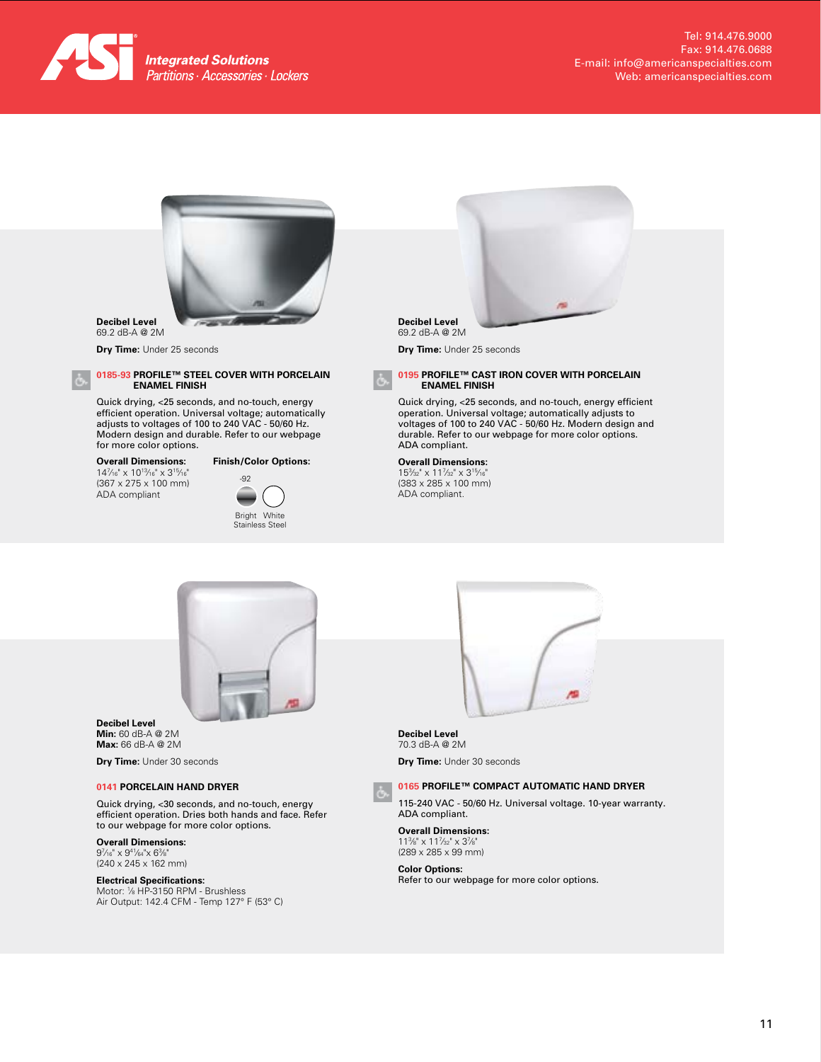ASI Integrated Solutions
Partitions · Accessories · Lockers

Tel: 914.476.9000
Fax: 914.476.0688
E-mail: info@americanspecialties.com
Web: americanspecialties.com

**Decibel Level**
69.2 dB-A @ 2M

**Dry Time:** Under 25 seconds

### 0185-93 PROFILE™ STEEL COVER WITH PORCELAIN ENAMEL FINISH

Quick drying, <25 seconds, and no-touch, energy efficient operation. Universal voltage; automatically adjusts to voltages of 100 to 240 VAC - 50/60 Hz. Modern design and durable. Refer to our webpage for more color options.

**Overall Dimensions:**
14⁷⁄₁₆" x 10¹³⁄₁₆" x 3¹⁵⁄₁₆"
(367 x 275 x 100 mm)
ADA compliant

**Finish/Color Options:**
-92
Bright Stainless Steel, White

**Decibel Level**
69.2 dB-A @ 2M

**Dry Time:** Under 25 seconds

### 0195 PROFILE™ CAST IRON COVER WITH PORCELAIN ENAMEL FINISH

Quick drying, <25 seconds, and no-touch, energy efficient operation. Universal voltage; automatically adjusts to voltages of 100 to 240 VAC - 50/60 Hz. Modern design and durable. Refer to our webpage for more color options. ADA compliant.

**Overall Dimensions:**
15³⁄₃₂" x 11⁷⁄₃₂" x 3¹⁵⁄₁₆"
(383 x 285 x 100 mm)
ADA compliant.

**Decibel Level**
**Min:** 60 dB-A @ 2M
**Max:** 66 dB-A @ 2M

**Dry Time:** Under 30 seconds

### 0141 PORCELAIN HAND DRYER

Quick drying, <30 seconds, and no-touch, energy efficient operation. Dries both hands and face. Refer to our webpage for more color options.

**Overall Dimensions:**
9⁷⁄₁₆" x 9⁴¹⁄₆₄" x 6⅜"
(240 x 245 x 162 mm)

**Electrical Specifications:**
Motor: ⅛ HP-3150 RPM - Brushless
Air Output: 142.4 CFM - Temp 127° F (53° C)

**Decibel Level**
70.3 dB-A @ 2M

**Dry Time:** Under 30 seconds

### 0165 PROFILE™ COMPACT AUTOMATIC HAND DRYER

115-240 VAC - 50/60 Hz. Universal voltage. 10-year warranty. ADA compliant.

**Overall Dimensions:**
11⅜" x 11⁷⁄₃₂" x 3⅞"
(289 x 285 x 99 mm)

**Color Options:**
Refer to our webpage for more color options.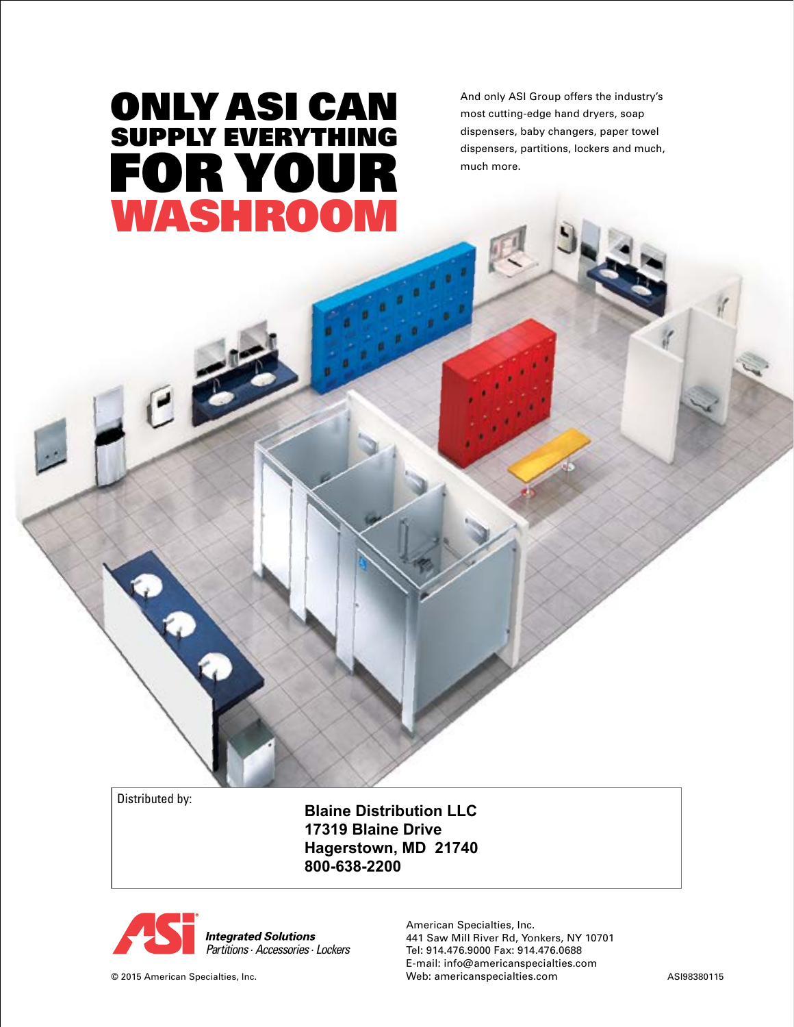# ONLY ASI CAN SUPPLY EVERYTHING FOR YOUR WASHROOM

And only ASI Group offers the industry's most cutting-edge hand dryers, soap dispensers, baby changers, paper towel dispensers, partitions, lockers and much, much more.

Distributed by:

**Blaine Distribution LLC**
**17319 Blaine Drive**
**Hagerstown, MD 21740**
**800-638-2200**

***Integrated Solutions***
*Partitions · Accessories · Lockers*

American Specialties, Inc.
441 Saw Mill River Rd, Yonkers, NY 10701
Tel: 914.476.9000 Fax: 914.476.0688
E-mail: info@americanspecialties.com
Web: americanspecialties.com

© 2015 American Specialties, Inc.

ASI98380115